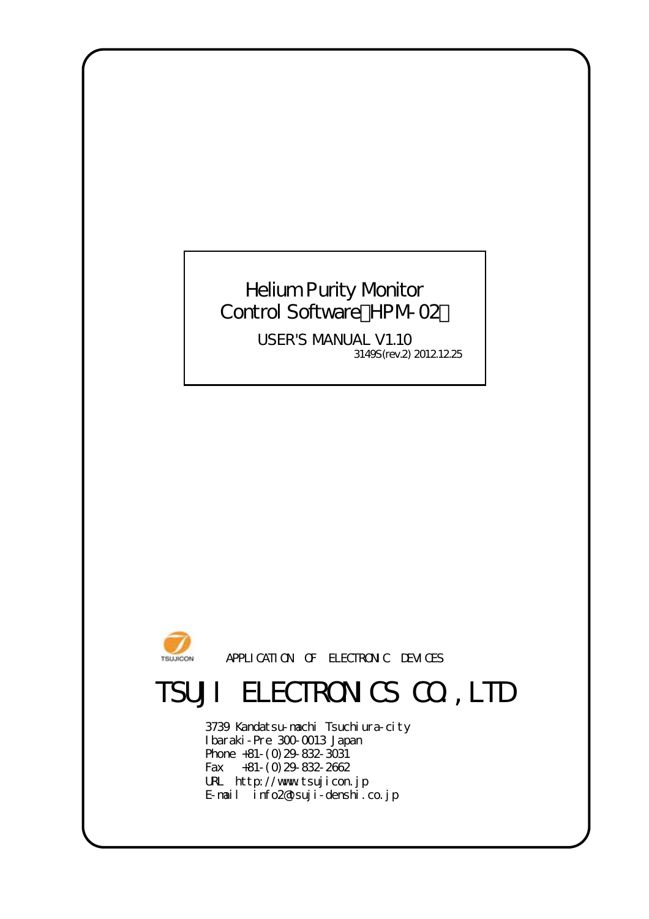# Helium Purity Monitor
# Control Software（HPM-02）

USER'S MANUAL V1.10

3149S(rev.2) 2012.12.25

TSUJICON

APPLICATION OF ELECTRONIC DEVICES

## TSUJI ELECTRONICS CO., LTD

3739 Kandatsu-machi Tsuchiura-city
Ibaraki-Pre 300-0013 Japan
Phone +81-(0)29-832-3031
Fax +81-(0)29-832-2662
URL http://www.tsujicon.jp
E-mail info2@tsuji-denshi.co.jp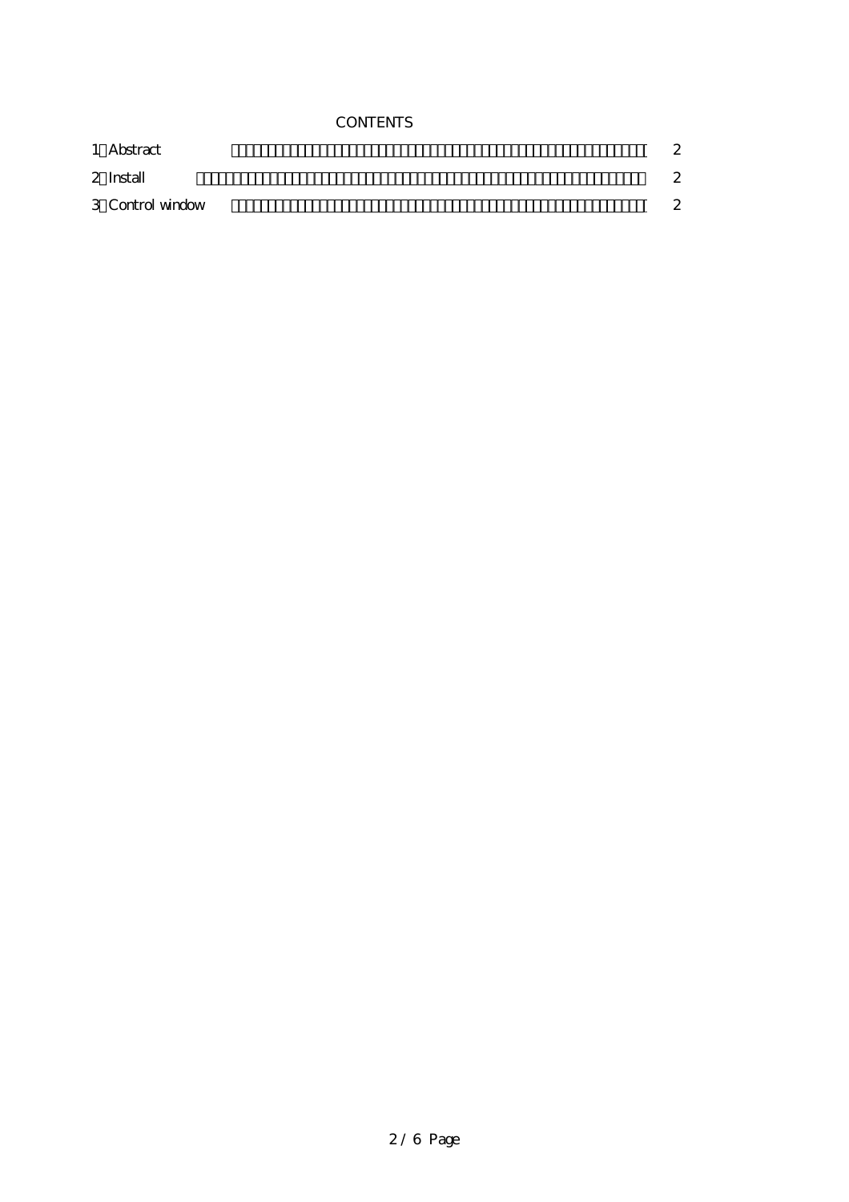# CONTENTS

1、Abstract …………………………………………………… 2

2、Install …………………………………………………… 2

3、Control window …………………………………………………… 2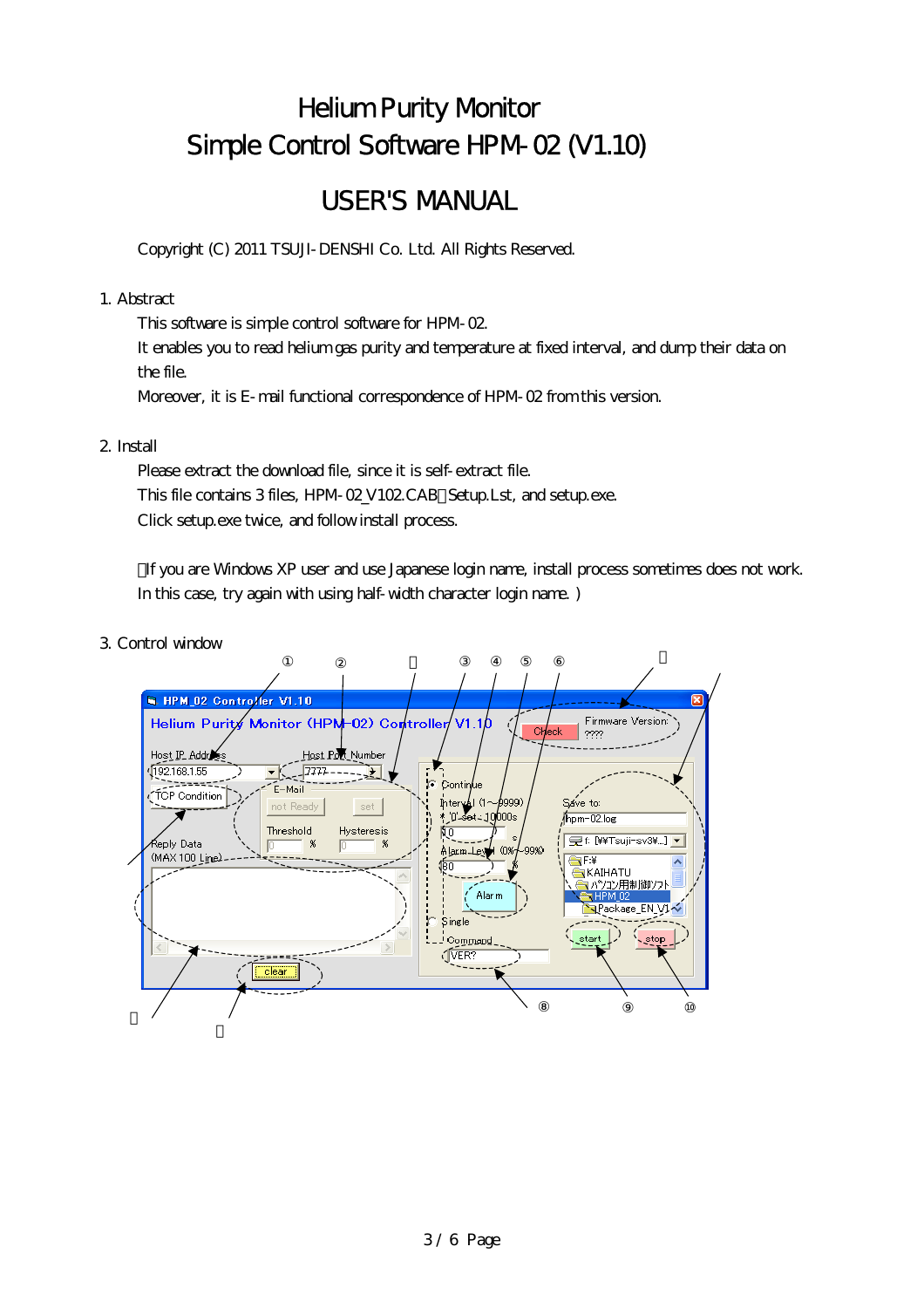# Helium Purity Monitor
# Simple Control Software HPM-02 (V1.10)

# USER'S MANUAL

Copyright (C) 2011 TSUJI-DENSHI Co. Ltd. All Rights Reserved.

## 1. Abstract

This software is simple control software for HPM-02.
It enables you to read helium gas purity and temperature at fixed interval, and dump their data on the file.
Moreover, it is E-mail functional correspondence of HPM-02 from this version.

## 2. Install

Please extract the download file, since it is self-extract file.
This file contains 3 files, HPM-02_V102.CAB、Setup.Lst, and setup.exe.
Click setup.exe twice, and follow install process.

（If you are Windows XP user and use Japanese login name, install process sometimes does not work.
In this case, try again with using half-width character login name. )

## 3. Control window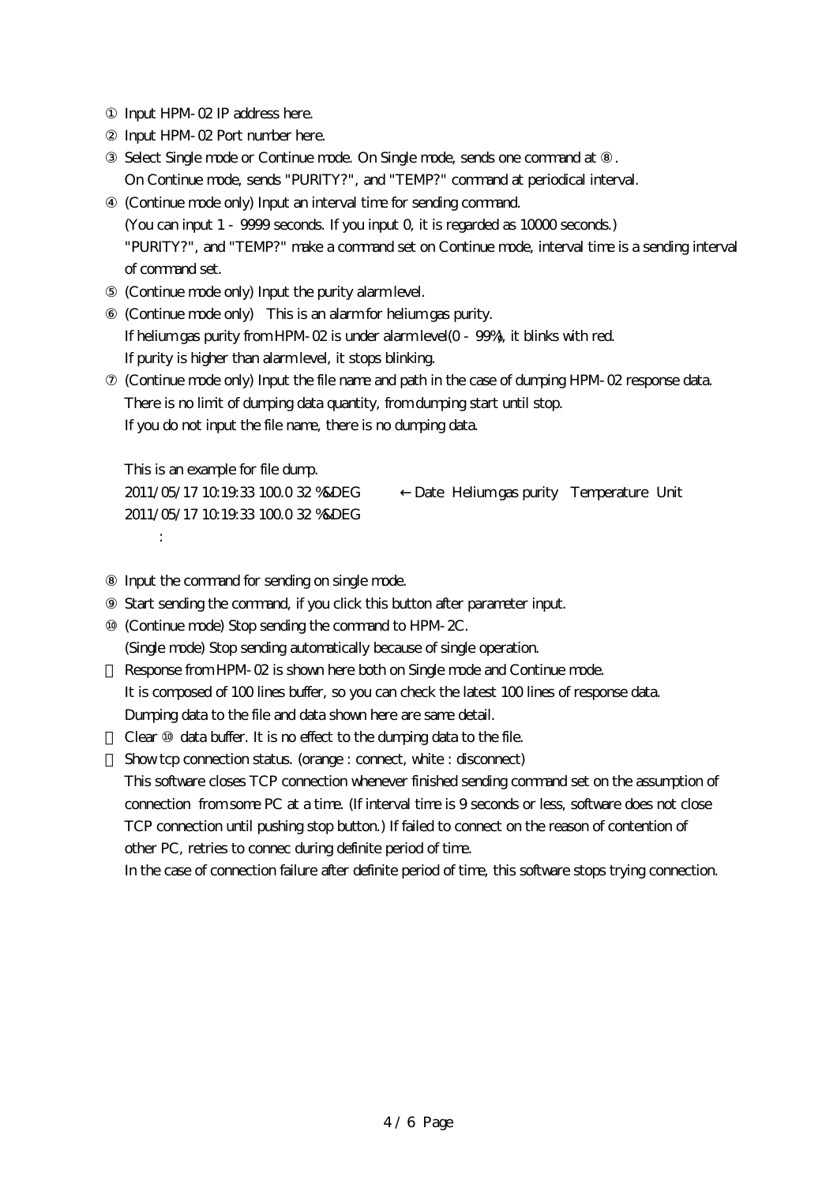① Input HPM-02 IP address here.

② Input HPM-02 Port number here.

③ Select Single mode or Continue mode. On Single mode, sends one command at ⑧.
On Continue mode, sends "PURITY?", and "TEMP?" command at periodical interval.

④ (Continue mode only) Input an interval time for sending command.
(You can input 1 - 9999 seconds. If you input 0, it is regarded as 10000 seconds.)
"PURITY?", and "TEMP?" make a command set on Continue mode, interval time is a sending interval of command set.

⑤ (Continue mode only) Input the purity alarm level.

⑥ (Continue mode only) This is an alarm for helium gas purity.
If helium gas purity from HPM-02 is under alarm level(0 - 99%), it blinks with red.
If purity is higher than alarm level, it stops blinking.

⑦ (Continue mode only) Input the file name and path in the case of dumping HPM-02 response data.
There is no limit of dumping data quantity, from dumping start until stop.
If you do not input the file name, there is no dumping data.

This is an example for file dump.

```
2011/05/17 10:19:33 100.0 32 %&DEG        ← Date  Helium gas purity  Temperature  Unit
2011/05/17 10:19:33 100.0 32 %&DEG
      :
```

⑧ Input the command for sending on single mode.

⑨ Start sending the command, if you click this button after parameter input.

⑩ (Continue mode) Stop sending the command to HPM-2C.
(Single mode) Stop sending automatically because of single operation.

⑪ Response from HPM-02 is shown here both on Single mode and Continue mode.
It is composed of 100 lines buffer, so you can check the latest 100 lines of response data.
Dumping data to the file and data shown here are same detail.

⑫ Clear ⑩ data buffer. It is no effect to the dumping data to the file.

⑬ Show tcp connection status. (orange : connect, white : disconnect)
This software closes TCP connection whenever finished sending command set on the assumption of connection from some PC at a time. (If interval time is 9 seconds or less, software does not close TCP connection until pushing stop button.) If failed to connect on the reason of contention of other PC, retries to connec during definite period of time.
In the case of connection failure after definite period of time, this software stops trying connection.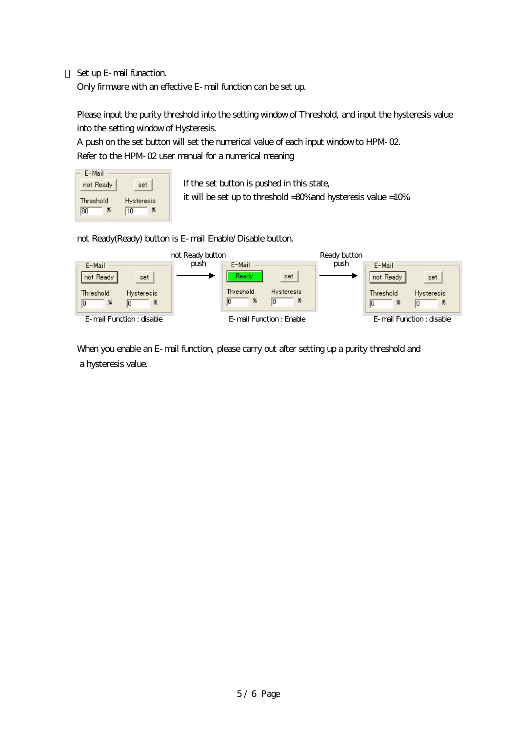・ Set up E-mail funaction.

Only firmware with an effective E-mail function can be set up.

Please input the purity threshold into the setting window of Threshold, and input the hysteresis value into the setting window of Hysteresis.

A push on the set button will set the numerical value of each input window to HPM-02.

Refer to the HPM-02 user manual for a numerical meaning

E-Mail
not Ready set
Threshold 80 % Hysteresis 10 %

If the set button is pushed in this state,
it will be set up to threshold =80% and hysteresis value =10%

not Ready(Ready) button is E-mail Enable/Disable button.

| E-Mail: not Ready / set / Threshold 0 % / Hysteresis 0 % | not Ready button push → | E-Mail: Ready / set / Threshold 0 % / Hysteresis 0 % | Ready button push → | E-Mail: not Ready / set / Threshold 0 % / Hysteresis 0 % |
|---|---|---|---|---|
| E-mail Function : disable | | E-mail Function : Enable | | E-mail Function : disable |

When you enable an E-mail function, please carry out after setting up a purity threshold and a hysteresis value.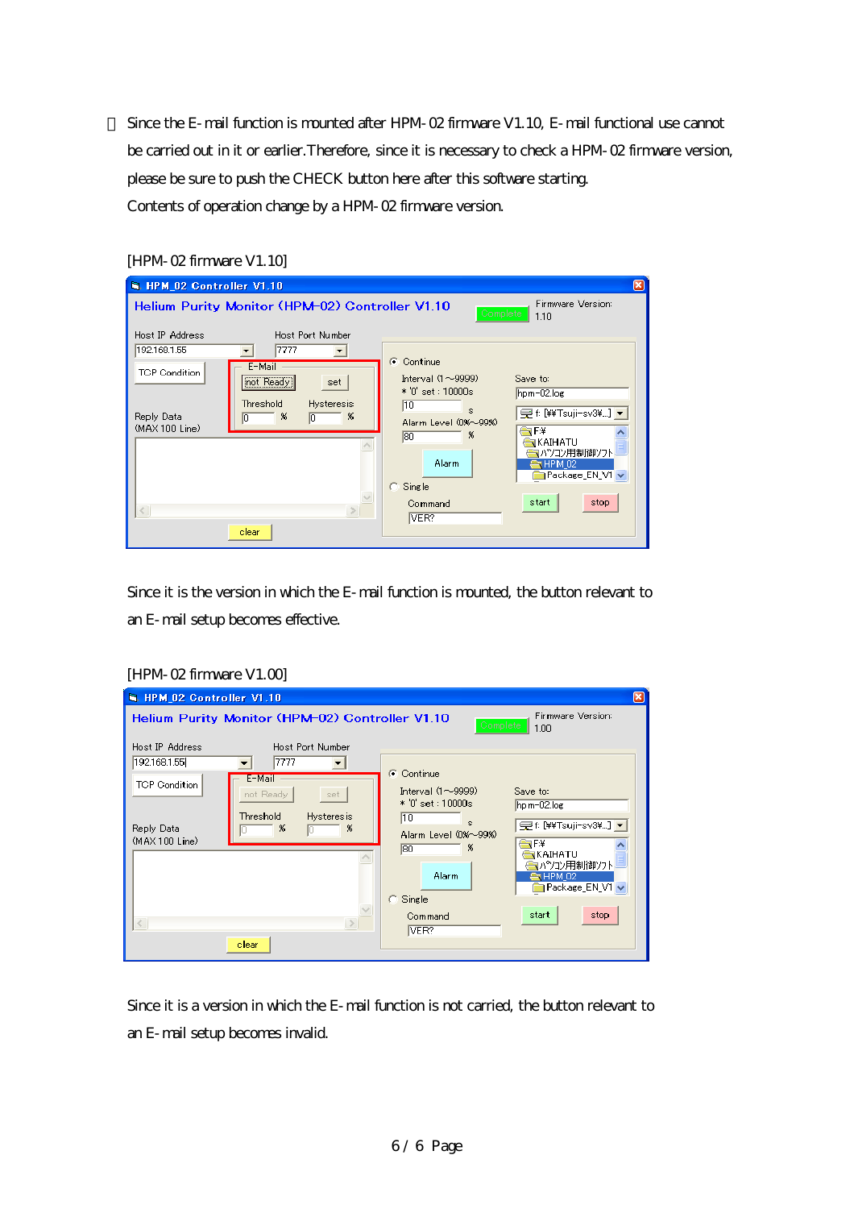・Since the E-mail function is mounted after HPM-02 firmware V1.10, E-mail functional use cannot be carried out in it or earlier.Therefore, since it is necessary to check a HPM-02 firmware version, please be sure to push the CHECK button here after this software starting.
Contents of operation change by a HPM-02 firmware version.

[HPM-02 firmware V1.10]

Since it is the version in which the E-mail function is mounted, the button relevant to an E-mail setup becomes effective.

[HPM-02 firmware V1.00]

Since it is a version in which the E-mail function is not carried, the button relevant to an E-mail setup becomes invalid.